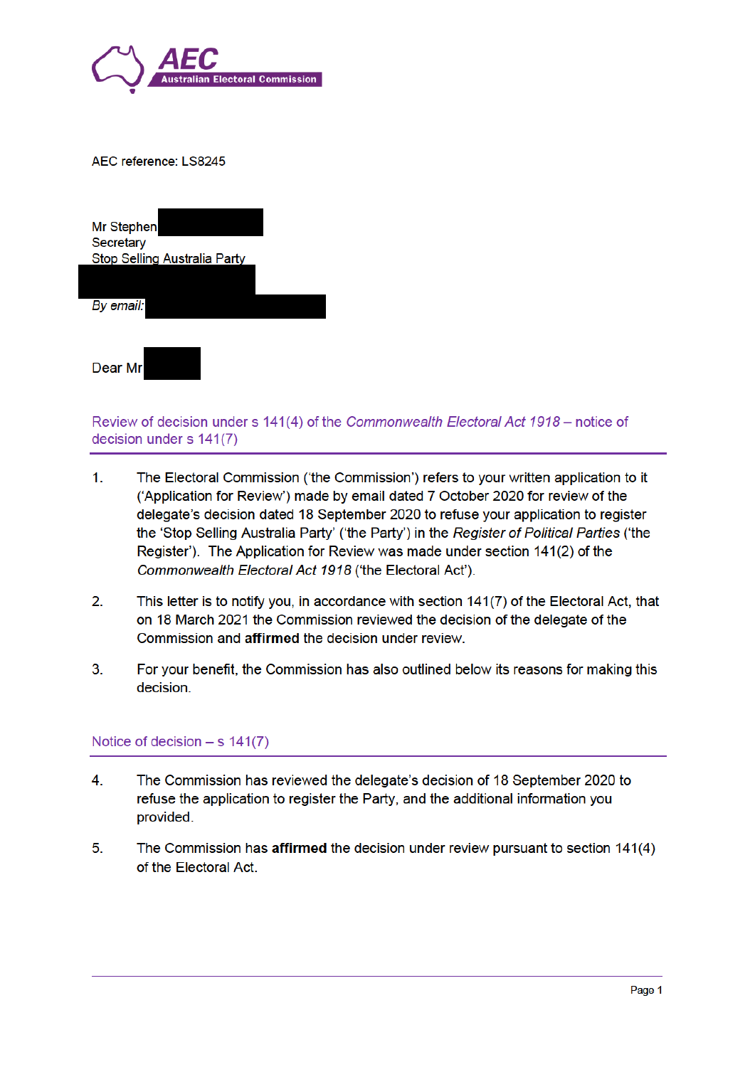AEC Australian Electoral Commission

AEC reference: LS8245

Mr Stephen
Secretary
Stop Selling Australia Party

*By email:*

Dear Mr

## Review of decision under s 141(4) of the *Commonwealth Electoral Act 1918* – notice of decision under s 141(7)

1. The Electoral Commission ('the Commission') refers to your written application to it ('Application for Review') made by email dated 7 October 2020 for review of the delegate's decision dated 18 September 2020 to refuse your application to register the 'Stop Selling Australia Party' ('the Party') in the *Register of Political Parties* ('the Register'). The Application for Review was made under section 141(2) of the *Commonwealth Electoral Act 1918* ('the Electoral Act').

2. This letter is to notify you, in accordance with section 141(7) of the Electoral Act, that on 18 March 2021 the Commission reviewed the decision of the delegate of the Commission and **affirmed** the decision under review.

3. For your benefit, the Commission has also outlined below its reasons for making this decision.

## Notice of decision – s 141(7)

4. The Commission has reviewed the delegate's decision of 18 September 2020 to refuse the application to register the Party, and the additional information you provided.

5. The Commission has **affirmed** the decision under review pursuant to section 141(4) of the Electoral Act.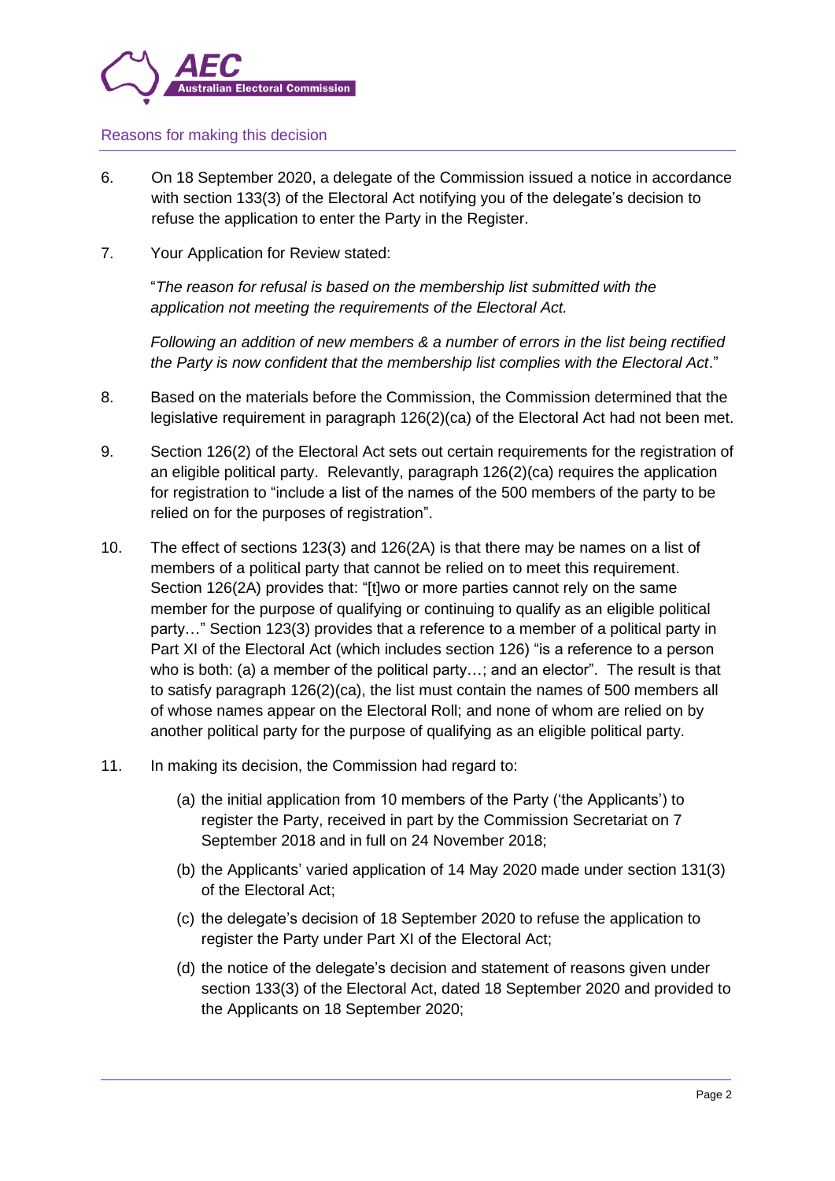Reasons for making this decision

6. On 18 September 2020, a delegate of the Commission issued a notice in accordance with section 133(3) of the Electoral Act notifying you of the delegate's decision to refuse the application to enter the Party in the Register.

7. Your Application for Review stated:

   "*The reason for refusal is based on the membership list submitted with the application not meeting the requirements of the Electoral Act.*

   *Following an addition of new members & a number of errors in the list being rectified the Party is now confident that the membership list complies with the Electoral Act*."

8. Based on the materials before the Commission, the Commission determined that the legislative requirement in paragraph 126(2)(ca) of the Electoral Act had not been met.

9. Section 126(2) of the Electoral Act sets out certain requirements for the registration of an eligible political party. Relevantly, paragraph 126(2)(ca) requires the application for registration to "include a list of the names of the 500 members of the party to be relied on for the purposes of registration".

10. The effect of sections 123(3) and 126(2A) is that there may be names on a list of members of a political party that cannot be relied on to meet this requirement. Section 126(2A) provides that: "[t]wo or more parties cannot rely on the same member for the purpose of qualifying or continuing to qualify as an eligible political party…" Section 123(3) provides that a reference to a member of a political party in Part XI of the Electoral Act (which includes section 126) "is a reference to a person who is both: (a) a member of the political party…; and an elector". The result is that to satisfy paragraph 126(2)(ca), the list must contain the names of 500 members all of whose names appear on the Electoral Roll; and none of whom are relied on by another political party for the purpose of qualifying as an eligible political party.

11. In making its decision, the Commission had regard to:

    (a) the initial application from 10 members of the Party ('the Applicants') to register the Party, received in part by the Commission Secretariat on 7 September 2018 and in full on 24 November 2018;

    (b) the Applicants' varied application of 14 May 2020 made under section 131(3) of the Electoral Act;

    (c) the delegate's decision of 18 September 2020 to refuse the application to register the Party under Part XI of the Electoral Act;

    (d) the notice of the delegate's decision and statement of reasons given under section 133(3) of the Electoral Act, dated 18 September 2020 and provided to the Applicants on 18 September 2020;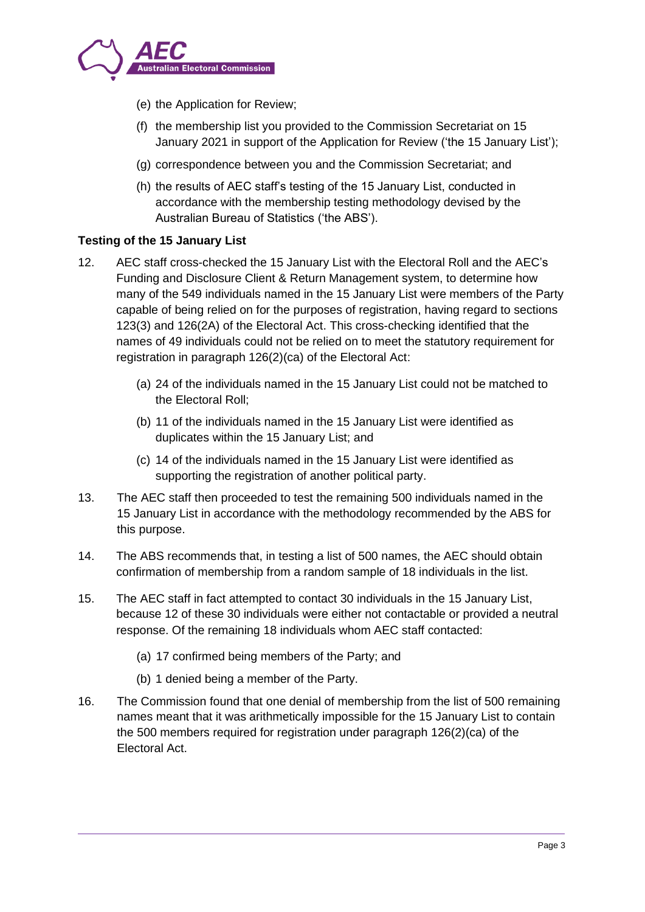(e) the Application for Review;

(f) the membership list you provided to the Commission Secretariat on 15 January 2021 in support of the Application for Review ('the 15 January List');

(g) correspondence between you and the Commission Secretariat; and

(h) the results of AEC staff's testing of the 15 January List, conducted in accordance with the membership testing methodology devised by the Australian Bureau of Statistics ('the ABS').

**Testing of the 15 January List**

12. AEC staff cross-checked the 15 January List with the Electoral Roll and the AEC's Funding and Disclosure Client & Return Management system, to determine how many of the 549 individuals named in the 15 January List were members of the Party capable of being relied on for the purposes of registration, having regard to sections 123(3) and 126(2A) of the Electoral Act. This cross-checking identified that the names of 49 individuals could not be relied on to meet the statutory requirement for registration in paragraph 126(2)(ca) of the Electoral Act:

    (a) 24 of the individuals named in the 15 January List could not be matched to the Electoral Roll;

    (b) 11 of the individuals named in the 15 January List were identified as duplicates within the 15 January List; and

    (c) 14 of the individuals named in the 15 January List were identified as supporting the registration of another political party.

13. The AEC staff then proceeded to test the remaining 500 individuals named in the 15 January List in accordance with the methodology recommended by the ABS for this purpose.

14. The ABS recommends that, in testing a list of 500 names, the AEC should obtain confirmation of membership from a random sample of 18 individuals in the list.

15. The AEC staff in fact attempted to contact 30 individuals in the 15 January List, because 12 of these 30 individuals were either not contactable or provided a neutral response. Of the remaining 18 individuals whom AEC staff contacted:

    (a) 17 confirmed being members of the Party; and

    (b) 1 denied being a member of the Party.

16. The Commission found that one denial of membership from the list of 500 remaining names meant that it was arithmetically impossible for the 15 January List to contain the 500 members required for registration under paragraph 126(2)(ca) of the Electoral Act.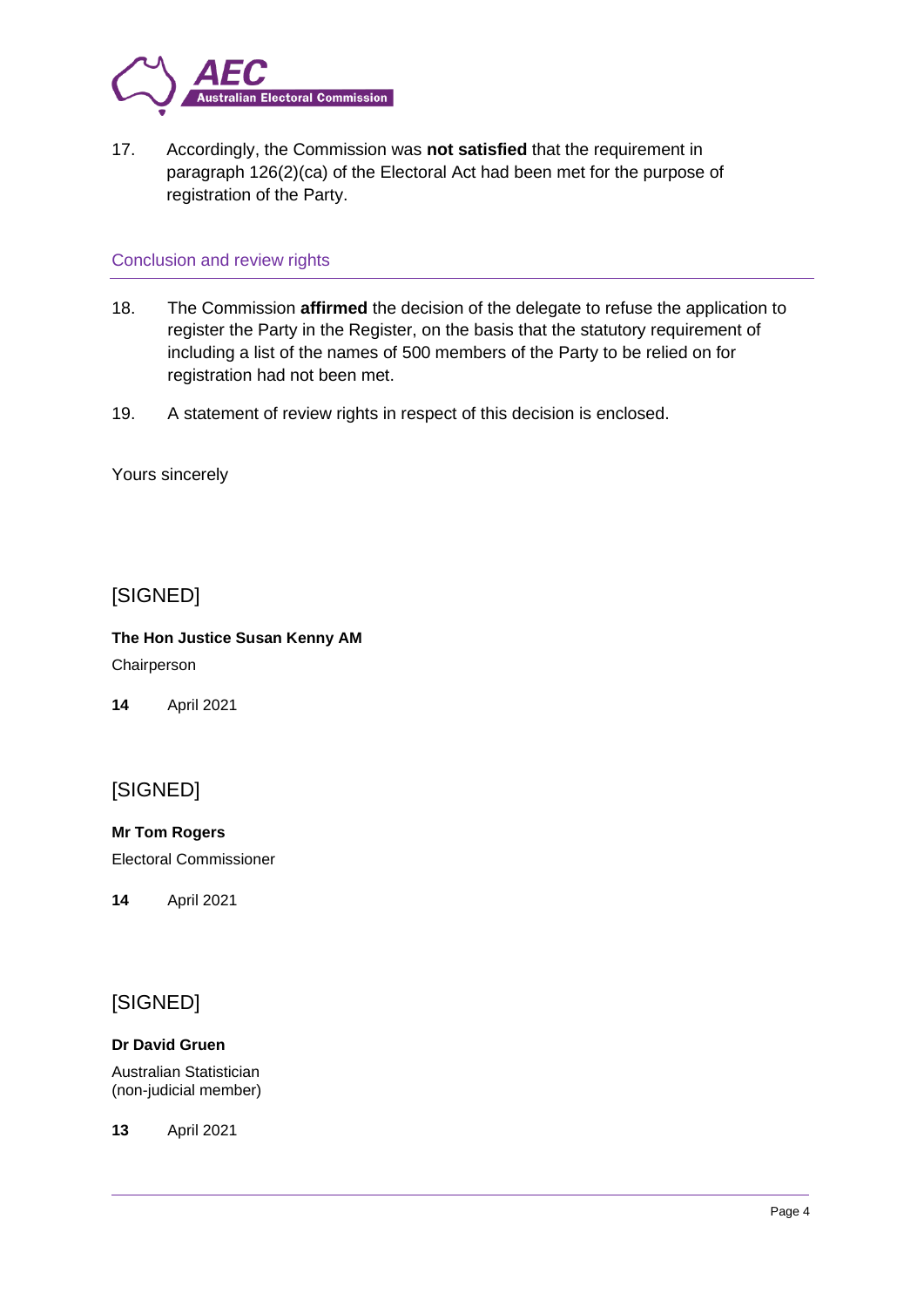17. Accordingly, the Commission was **not satisfied** that the requirement in paragraph 126(2)(ca) of the Electoral Act had been met for the purpose of registration of the Party.

## Conclusion and review rights

18. The Commission **affirmed** the decision of the delegate to refuse the application to register the Party in the Register, on the basis that the statutory requirement of including a list of the names of 500 members of the Party to be relied on for registration had not been met.

19. A statement of review rights in respect of this decision is enclosed.

Yours sincerely

[SIGNED]

**The Hon Justice Susan Kenny AM**
Chairperson

**14** April 2021

[SIGNED]

**Mr Tom Rogers**
Electoral Commissioner

**14** April 2021

[SIGNED]

**Dr David Gruen**
Australian Statistician
(non-judicial member)

**13** April 2021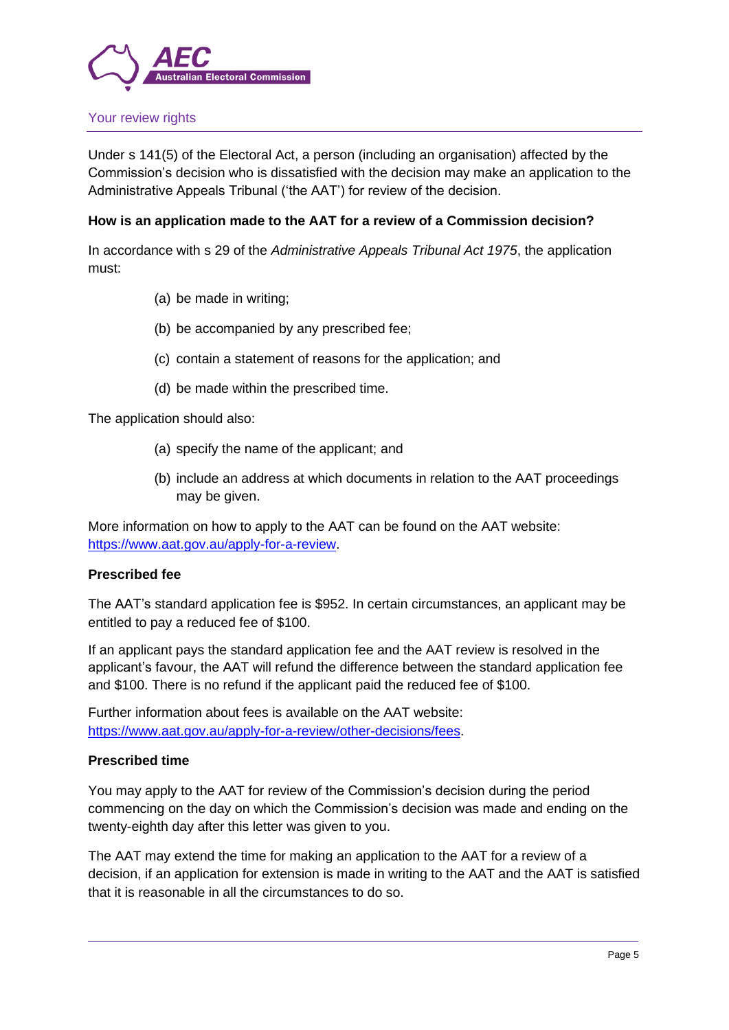## Your review rights

Under s 141(5) of the Electoral Act, a person (including an organisation) affected by the Commission's decision who is dissatisfied with the decision may make an application to the Administrative Appeals Tribunal ('the AAT') for review of the decision.

**How is an application made to the AAT for a review of a Commission decision?**

In accordance with s 29 of the *Administrative Appeals Tribunal Act 1975*, the application must:

(a) be made in writing;

(b) be accompanied by any prescribed fee;

(c) contain a statement of reasons for the application; and

(d) be made within the prescribed time.

The application should also:

(a) specify the name of the applicant; and

(b) include an address at which documents in relation to the AAT proceedings may be given.

More information on how to apply to the AAT can be found on the AAT website: https://www.aat.gov.au/apply-for-a-review.

**Prescribed fee**

The AAT's standard application fee is $952. In certain circumstances, an applicant may be entitled to pay a reduced fee of $100.

If an applicant pays the standard application fee and the AAT review is resolved in the applicant's favour, the AAT will refund the difference between the standard application fee and $100. There is no refund if the applicant paid the reduced fee of $100.

Further information about fees is available on the AAT website: https://www.aat.gov.au/apply-for-a-review/other-decisions/fees.

**Prescribed time**

You may apply to the AAT for review of the Commission's decision during the period commencing on the day on which the Commission's decision was made and ending on the twenty-eighth day after this letter was given to you.

The AAT may extend the time for making an application to the AAT for a review of a decision, if an application for extension is made in writing to the AAT and the AAT is satisfied that it is reasonable in all the circumstances to do so.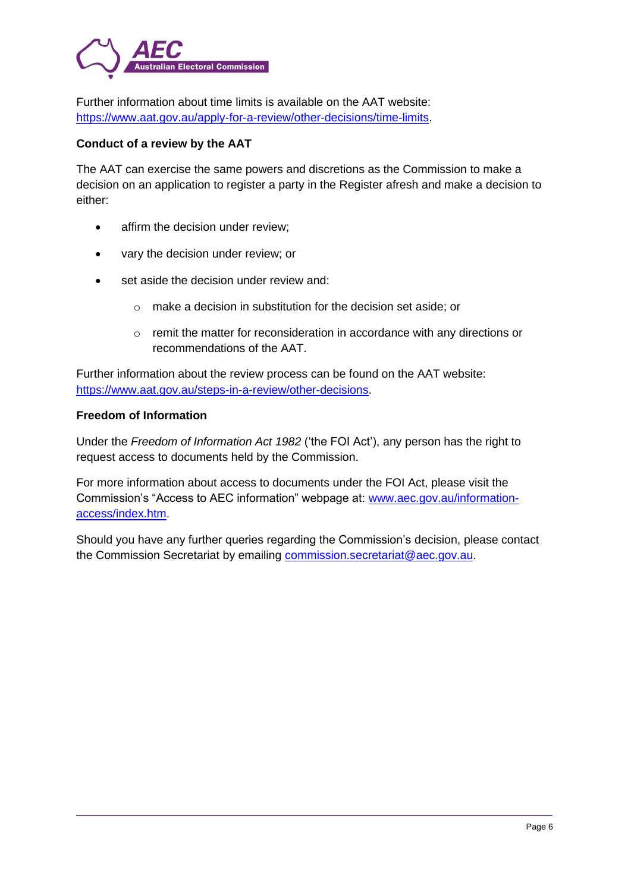Further information about time limits is available on the AAT website: https://www.aat.gov.au/apply-for-a-review/other-decisions/time-limits.

**Conduct of a review by the AAT**

The AAT can exercise the same powers and discretions as the Commission to make a decision on an application to register a party in the Register afresh and make a decision to either:

- affirm the decision under review;
- vary the decision under review; or
- set aside the decision under review and:
  - make a decision in substitution for the decision set aside; or
  - remit the matter for reconsideration in accordance with any directions or recommendations of the AAT.

Further information about the review process can be found on the AAT website: https://www.aat.gov.au/steps-in-a-review/other-decisions.

**Freedom of Information**

Under the *Freedom of Information Act 1982* ('the FOI Act'), any person has the right to request access to documents held by the Commission.

For more information about access to documents under the FOI Act, please visit the Commission's "Access to AEC information" webpage at: www.aec.gov.au/information-access/index.htm.

Should you have any further queries regarding the Commission's decision, please contact the Commission Secretariat by emailing commission.secretariat@aec.gov.au.